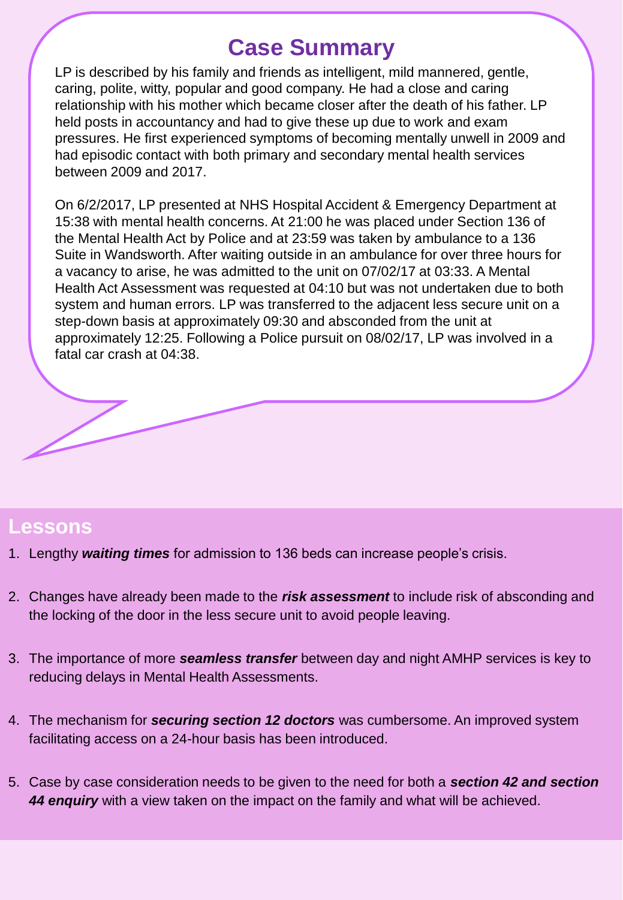# Case Summary

LP is described by his family and friends as intelligent, mild mannered, gentle, caring, polite, witty, popular and good company. He had a close and caring relationship with his mother which became closer after the death of his father. LP held posts in accountancy and had to give these up due to work and exam pressures. He first experienced symptoms of becoming mentally unwell in 2009 and had episodic contact with both primary and secondary mental health services between 2009 and 2017.

On 6/2/2017, LP presented at NHS Hospital Accident & Emergency Department at 15:38 with mental health concerns. At 21:00 he was placed under Section 136 of the Mental Health Act by Police and at 23:59 was taken by ambulance to a 136 Suite in Wandsworth. After waiting outside in an ambulance for over three hours for a vacancy to arise, he was admitted to the unit on 07/02/17 at 03:33. A Mental Health Act Assessment was requested at 04:10 but was not undertaken due to both system and human errors. LP was transferred to the adjacent less secure unit on a step-down basis at approximately 09:30 and absconded from the unit at approximately 12:25. Following a Police pursuit on 08/02/17, LP was involved in a fatal car crash at 04:38.

## Lessons

1. Lengthy ***waiting times*** for admission to 136 beds can increase people's crisis.
2. Changes have already been made to the ***risk assessment*** to include risk of absconding and the locking of the door in the less secure unit to avoid people leaving.
3. The importance of more ***seamless transfer*** between day and night AMHP services is key to reducing delays in Mental Health Assessments.
4. The mechanism for ***securing section 12 doctors*** was cumbersome. An improved system facilitating access on a 24-hour basis has been introduced.
5. Case by case consideration needs to be given to the need for both a ***section 42 and section 44 enquiry*** with a view taken on the impact on the family and what will be achieved.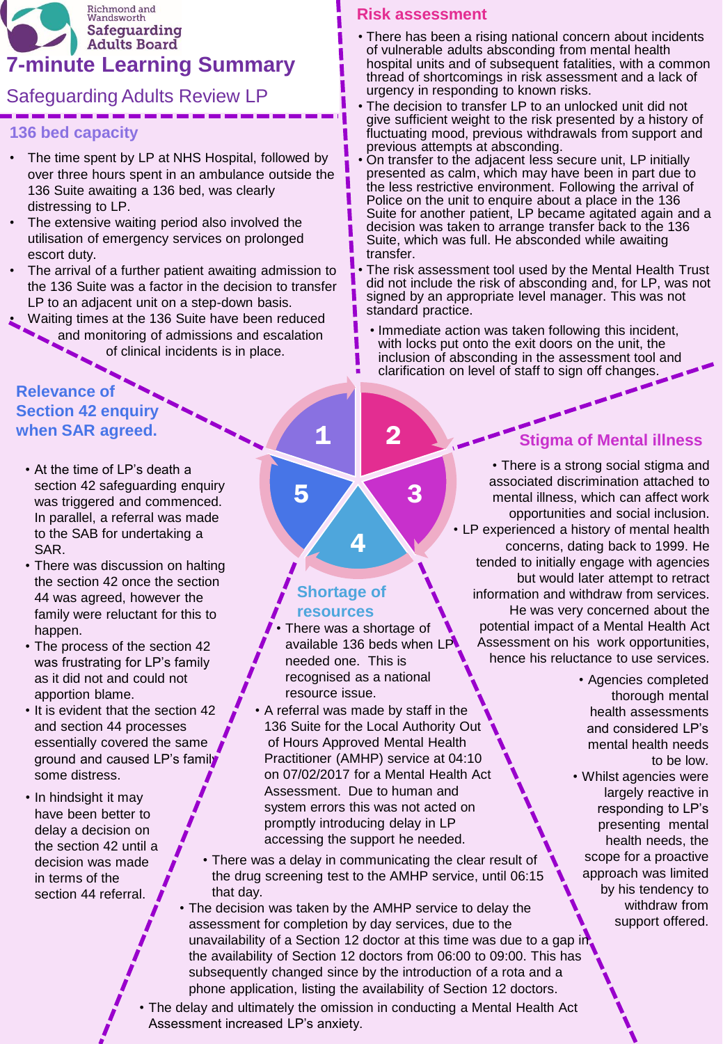Richmond and Wandsworth Safeguarding Adults Board

# 7-minute Learning Summary

## Safeguarding Adults Review LP

### 136 bed capacity

- The time spent by LP at NHS Hospital, followed by over three hours spent in an ambulance outside the 136 Suite awaiting a 136 bed, was clearly distressing to LP.
- The extensive waiting period also involved the utilisation of emergency services on prolonged escort duty.
- The arrival of a further patient awaiting admission to the 136 Suite was a factor in the decision to transfer LP to an adjacent unit on a step-down basis.
- Waiting times at the 136 Suite have been reduced and monitoring of admissions and escalation of clinical incidents is in place.

### Risk assessment

- There has been a rising national concern about incidents of vulnerable adults absconding from mental health hospital units and of subsequent fatalities, with a common thread of shortcomings in risk assessment and a lack of urgency in responding to known risks.
- The decision to transfer LP to an unlocked unit did not give sufficient weight to the risk presented by a history of fluctuating mood, previous withdrawals from support and previous attempts at absconding.
- On transfer to the adjacent less secure unit, LP initially presented as calm, which may have been in part due to the less restrictive environment. Following the arrival of Police on the unit to enquire about a place in the 136 Suite for another patient, LP became agitated again and a decision was taken to arrange transfer back to the 136 Suite, which was full. He absconded while awaiting transfer.
- The risk assessment tool used by the Mental Health Trust did not include the risk of absconding and, for LP, was not signed by an appropriate level manager. This was not standard practice.
- Immediate action was taken following this incident, with locks put onto the exit doors on the unit, the inclusion of absconding in the assessment tool and clarification on level of staff to sign off changes.

1 2 3 4 5

### Stigma of Mental illness

- There is a strong social stigma and associated discrimination attached to mental illness, which can affect work opportunities and social inclusion.
- LP experienced a history of mental health concerns, dating back to 1999. He tended to initially engage with agencies but would later attempt to retract information and withdraw from services. He was very concerned about the potential impact of a Mental Health Act Assessment on his work opportunities, hence his reluctance to use services.
- Agencies completed thorough mental health assessments and considered LP's mental health needs to be low.
- Whilst agencies were largely reactive in responding to LP's presenting mental health needs, the scope for a proactive approach was limited by his tendency to withdraw from support offered.

### Shortage of resources

- There was a shortage of available 136 beds when LP needed one. This is recognised as a national resource issue.
- A referral was made by staff in the 136 Suite for the Local Authority Out of Hours Approved Mental Health Practitioner (AMHP) service at 04:10 on 07/02/2017 for a Mental Health Act Assessment. Due to human and system errors this was not acted on promptly introducing delay in LP accessing the support he needed.
- There was a delay in communicating the clear result of the drug screening test to the AMHP service, until 06:15 that day.
- The decision was taken by the AMHP service to delay the assessment for completion by day services, due to the unavailability of a Section 12 doctor at this time was due to a gap in the availability of Section 12 doctors from 06:00 to 09:00. This has subsequently changed since by the introduction of a rota and a phone application, listing the availability of Section 12 doctors.
- The delay and ultimately the omission in conducting a Mental Health Act Assessment increased LP's anxiety.

### Relevance of Section 42 enquiry when SAR agreed.

- At the time of LP's death a section 42 safeguarding enquiry was triggered and commenced. In parallel, a referral was made to the SAB for undertaking a SAR.
- There was discussion on halting the section 42 once the section 44 was agreed, however the family were reluctant for this to happen.
- The process of the section 42 was frustrating for LP's family as it did not and could not apportion blame.
- It is evident that the section 42 and section 44 processes essentially covered the same ground and caused LP's family some distress.
- In hindsight it may have been better to delay a decision on the section 42 until a decision was made in terms of the section 44 referral.